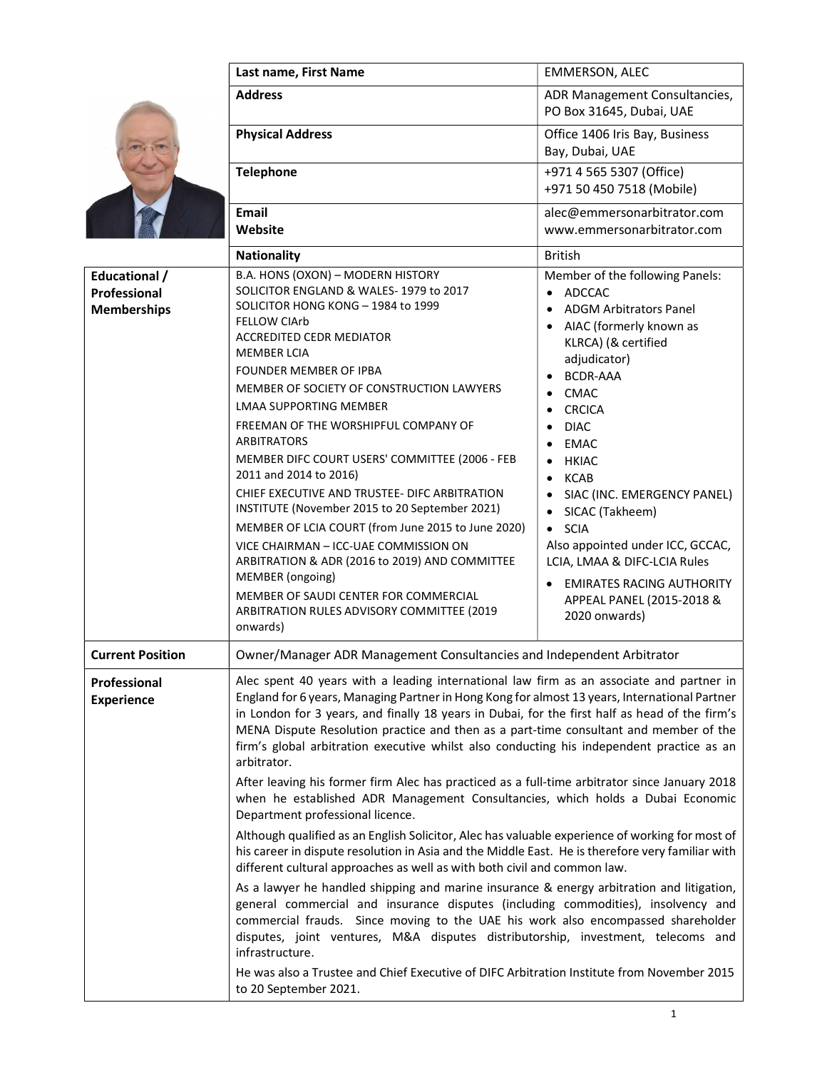| Last name, First Name | EMMERSON, ALEC |
|---|---|
| **Address** | ADR Management Consultancies, PO Box 31645, Dubai, UAE |
| **Physical Address** | Office 1406 Iris Bay, Business Bay, Dubai, UAE |
| **Telephone** | +971 4 565 5307 (Office)<br>+971 50 450 7518 (Mobile) |
| **Email**<br>**Website** | alec@emmersonarbitrator.com<br>www.emmersonarbitrator.com |
| **Nationality** | British |

| | | |
|---|---|---|
| **Educational / Professional Memberships** | B.A. HONS (OXON) – MODERN HISTORY<br>SOLICITOR ENGLAND & WALES- 1979 to 2017<br>SOLICITOR HONG KONG – 1984 to 1999<br>FELLOW CIArb<br>ACCREDITED CEDR MEDIATOR<br>MEMBER LCIA<br>FOUNDER MEMBER OF IPBA<br>MEMBER OF SOCIETY OF CONSTRUCTION LAWYERS<br>LMAA SUPPORTING MEMBER<br>FREEMAN OF THE WORSHIPFUL COMPANY OF ARBITRATORS<br>MEMBER DIFC COURT USERS' COMMITTEE (2006 - FEB 2011 and 2014 to 2016)<br>CHIEF EXECUTIVE AND TRUSTEE- DIFC ARBITRATION INSTITUTE (November 2015 to 20 September 2021)<br>MEMBER OF LCIA COURT (from June 2015 to June 2020)<br>VICE CHAIRMAN – ICC-UAE COMMISSION ON ARBITRATION & ADR (2016 to 2019) AND COMMITTEE MEMBER (ongoing)<br>MEMBER OF SAUDI CENTER FOR COMMERCIAL ARBITRATION RULES ADVISORY COMMITTEE (2019 onwards) | Member of the following Panels:<br>• ADCCAC<br>• ADGM Arbitrators Panel<br>• AIAC (formerly known as KLRCA) (& certified adjudicator)<br>• BCDR-AAA<br>• CMAC<br>• CRCICA<br>• DIAC<br>• EMAC<br>• HKIAC<br>• KCAB<br>• SIAC (INC. EMERGENCY PANEL)<br>• SICAC (Takheem)<br>• SCIA<br>Also appointed under ICC, GCCAC, LCIA, LMAA & DIFC-LCIA Rules<br>• EMIRATES RACING AUTHORITY APPEAL PANEL (2015-2018 & 2020 onwards) |
| **Current Position** | Owner/Manager ADR Management Consultancies and Independent Arbitrator | |
| **Professional Experience** | Alec spent 40 years with a leading international law firm as an associate and partner in England for 6 years, Managing Partner in Hong Kong for almost 13 years, International Partner in London for 3 years, and finally 18 years in Dubai, for the first half as head of the firm's MENA Dispute Resolution practice and then as a part-time consultant and member of the firm's global arbitration executive whilst also conducting his independent practice as an arbitrator.<br><br>After leaving his former firm Alec has practiced as a full-time arbitrator since January 2018 when he established ADR Management Consultancies, which holds a Dubai Economic Department professional licence.<br><br>Although qualified as an English Solicitor, Alec has valuable experience of working for most of his career in dispute resolution in Asia and the Middle East. He is therefore very familiar with different cultural approaches as well as with both civil and common law.<br><br>As a lawyer he handled shipping and marine insurance & energy arbitration and litigation, general commercial and insurance disputes (including commodities), insolvency and commercial frauds. Since moving to the UAE his work also encompassed shareholder disputes, joint ventures, M&A disputes distributorship, investment, telecoms and infrastructure.<br><br>He was also a Trustee and Chief Executive of DIFC Arbitration Institute from November 2015 to 20 September 2021. | |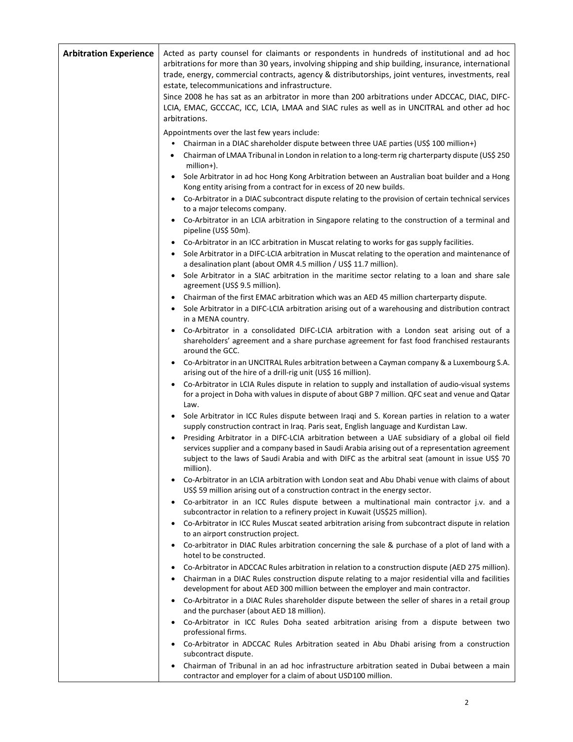| **Arbitration Experience** | Acted as party counsel for claimants or respondents in hundreds of institutional and ad hoc arbitrations for more than 30 years, involving shipping and ship building, insurance, international trade, energy, commercial contracts, agency & distributorships, joint ventures, investments, real estate, telecommunications and infrastructure.<br>Since 2008 he has sat as an arbitrator in more than 200 arbitrations under ADCCAC, DIAC, DIFC-LCIA, EMAC, GCCCAC, ICC, LCIA, LMAA and SIAC rules as well as in UNCITRAL and other ad hoc arbitrations.<br><br>Appointments over the last few years include:<br>• Chairman in a DIAC shareholder dispute between three UAE parties (US$ 100 million+)<br>• Chairman of LMAA Tribunal in London in relation to a long-term rig charterparty dispute (US$ 250 million+).<br>• Sole Arbitrator in ad hoc Hong Kong Arbitration between an Australian boat builder and a Hong Kong entity arising from a contract for in excess of 20 new builds.<br>• Co-Arbitrator in a DIAC subcontract dispute relating to the provision of certain technical services to a major telecoms company.<br>• Co-Arbitrator in an LCIA arbitration in Singapore relating to the construction of a terminal and pipeline (US$ 50m).<br>• Co-Arbitrator in an ICC arbitration in Muscat relating to works for gas supply facilities.<br>• Sole Arbitrator in a DIFC-LCIA arbitration in Muscat relating to the operation and maintenance of a desalination plant (about OMR 4.5 million / US$ 11.7 million).<br>• Sole Arbitrator in a SIAC arbitration in the maritime sector relating to a loan and share sale agreement (US$ 9.5 million).<br>• Chairman of the first EMAC arbitration which was an AED 45 million charterparty dispute.<br>• Sole Arbitrator in a DIFC-LCIA arbitration arising out of a warehousing and distribution contract in a MENA country.<br>• Co-Arbitrator in a consolidated DIFC-LCIA arbitration with a London seat arising out of a shareholders' agreement and a share purchase agreement for fast food franchised restaurants around the GCC.<br>• Co-Arbitrator in an UNCITRAL Rules arbitration between a Cayman company & a Luxembourg S.A. arising out of the hire of a drill-rig unit (US$ 16 million).<br>• Co-Arbitrator in LCIA Rules dispute in relation to supply and installation of audio-visual systems for a project in Doha with values in dispute of about GBP 7 million. QFC seat and venue and Qatar Law.<br>• Sole Arbitrator in ICC Rules dispute between Iraqi and S. Korean parties in relation to a water supply construction contract in Iraq. Paris seat, English language and Kurdistan Law.<br>• Presiding Arbitrator in a DIFC-LCIA arbitration between a UAE subsidiary of a global oil field services supplier and a company based in Saudi Arabia arising out of a representation agreement subject to the laws of Saudi Arabia and with DIFC as the arbitral seat (amount in issue US$ 70 million).<br>• Co-Arbitrator in an LCIA arbitration with London seat and Abu Dhabi venue with claims of about US$ 59 million arising out of a construction contract in the energy sector.<br>• Co-arbitrator in an ICC Rules dispute between a multinational main contractor j.v. and a subcontractor in relation to a refinery project in Kuwait (US$25 million).<br>• Co-Arbitrator in ICC Rules Muscat seated arbitration arising from subcontract dispute in relation to an airport construction project.<br>• Co-arbitrator in DIAC Rules arbitration concerning the sale & purchase of a plot of land with a hotel to be constructed.<br>• Co-Arbitrator in ADCCAC Rules arbitration in relation to a construction dispute (AED 275 million).<br>• Chairman in a DIAC Rules construction dispute relating to a major residential villa and facilities development for about AED 300 million between the employer and main contractor.<br>• Co-Arbitrator in a DIAC Rules shareholder dispute between the seller of shares in a retail group and the purchaser (about AED 18 million).<br>• Co-Arbitrator in ICC Rules Doha seated arbitration arising from a dispute between two professional firms.<br>• Co-Arbitrator in ADCCAC Rules Arbitration seated in Abu Dhabi arising from a construction subcontract dispute.<br>• Chairman of Tribunal in an ad hoc infrastructure arbitration seated in Dubai between a main contractor and employer for a claim of about USD100 million. |
|---|---|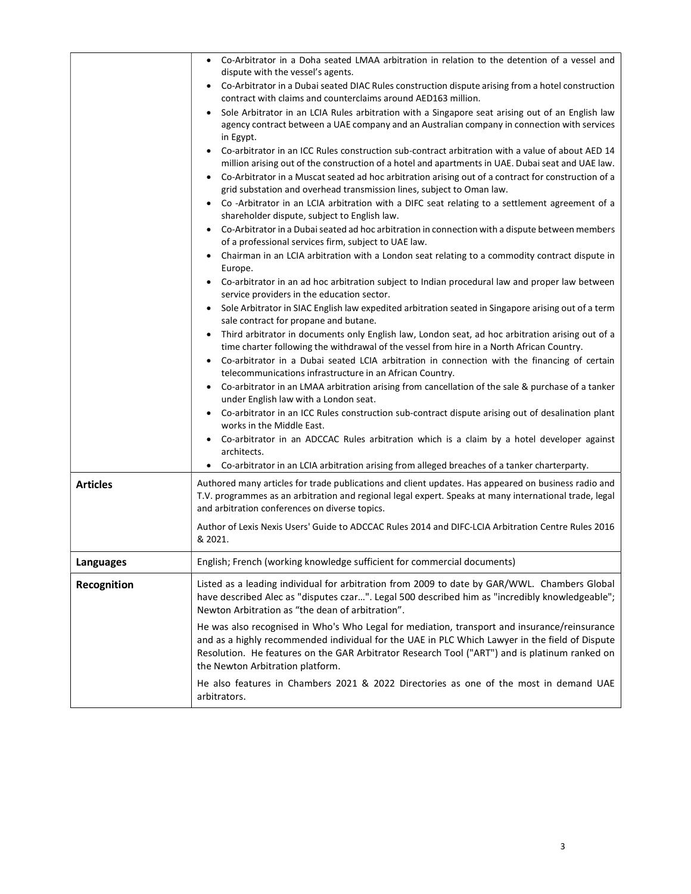| | |
|---|---|
| | • Co-Arbitrator in a Doha seated LMAA arbitration in relation to the detention of a vessel and dispute with the vessel's agents.<br>• Co-Arbitrator in a Dubai seated DIAC Rules construction dispute arising from a hotel construction contract with claims and counterclaims around AED163 million.<br>• Sole Arbitrator in an LCIA Rules arbitration with a Singapore seat arising out of an English law agency contract between a UAE company and an Australian company in connection with services in Egypt.<br>• Co-arbitrator in an ICC Rules construction sub-contract arbitration with a value of about AED 14 million arising out of the construction of a hotel and apartments in UAE. Dubai seat and UAE law.<br>• Co-Arbitrator in a Muscat seated ad hoc arbitration arising out of a contract for construction of a grid substation and overhead transmission lines, subject to Oman law.<br>• Co -Arbitrator in an LCIA arbitration with a DIFC seat relating to a settlement agreement of a shareholder dispute, subject to English law.<br>• Co-Arbitrator in a Dubai seated ad hoc arbitration in connection with a dispute between members of a professional services firm, subject to UAE law.<br>• Chairman in an LCIA arbitration with a London seat relating to a commodity contract dispute in Europe.<br>• Co-arbitrator in an ad hoc arbitration subject to Indian procedural law and proper law between service providers in the education sector.<br>• Sole Arbitrator in SIAC English law expedited arbitration seated in Singapore arising out of a term sale contract for propane and butane.<br>• Third arbitrator in documents only English law, London seat, ad hoc arbitration arising out of a time charter following the withdrawal of the vessel from hire in a North African Country.<br>• Co-arbitrator in a Dubai seated LCIA arbitration in connection with the financing of certain telecommunications infrastructure in an African Country.<br>• Co-arbitrator in an LMAA arbitration arising from cancellation of the sale & purchase of a tanker under English law with a London seat.<br>• Co-arbitrator in an ICC Rules construction sub-contract dispute arising out of desalination plant works in the Middle East.<br>• Co-arbitrator in an ADCCAC Rules arbitration which is a claim by a hotel developer against architects.<br>• Co-arbitrator in an LCIA arbitration arising from alleged breaches of a tanker charterparty. |
| **Articles** | Authored many articles for trade publications and client updates. Has appeared on business radio and T.V. programmes as an arbitration and regional legal expert. Speaks at many international trade, legal and arbitration conferences on diverse topics.<br><br>Author of Lexis Nexis Users' Guide to ADCCAC Rules 2014 and DIFC-LCIA Arbitration Centre Rules 2016 & 2021. |
| **Languages** | English; French (working knowledge sufficient for commercial documents) |
| **Recognition** | Listed as a leading individual for arbitration from 2009 to date by GAR/WWL. Chambers Global have described Alec as "disputes czar…". Legal 500 described him as "incredibly knowledgeable"; Newton Arbitration as "the dean of arbitration".<br><br>He was also recognised in Who's Who Legal for mediation, transport and insurance/reinsurance and as a highly recommended individual for the UAE in PLC Which Lawyer in the field of Dispute Resolution. He features on the GAR Arbitrator Research Tool ("ART") and is platinum ranked on the Newton Arbitration platform.<br><br>He also features in Chambers 2021 & 2022 Directories as one of the most in demand UAE arbitrators. |